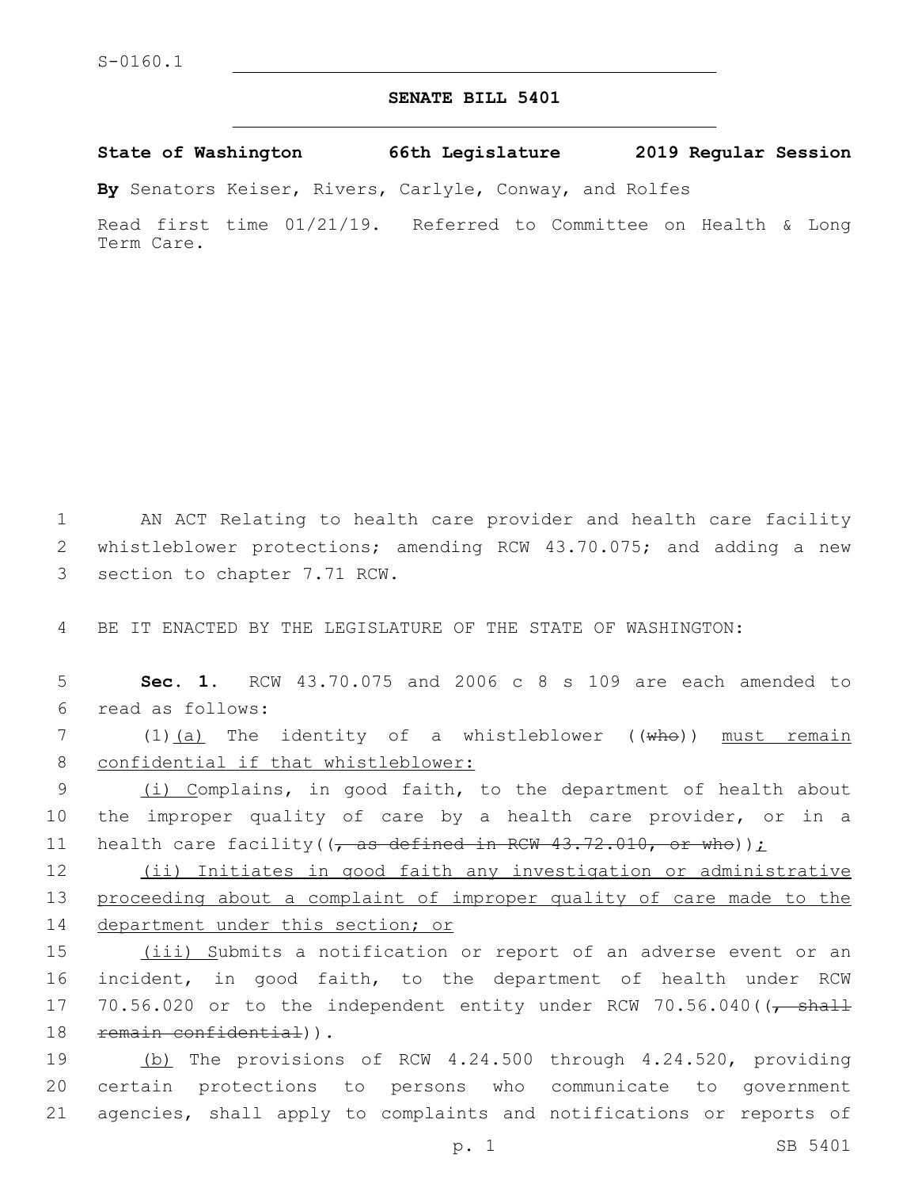S-0160.1

## SENATE BILL 5401

**State of Washington 66th Legislature 2019 Regular Session**

**By** Senators Keiser, Rivers, Carlyle, Conway, and Rolfes

Read first time 01/21/19. Referred to Committee on Health & Long Term Care.

1 AN ACT Relating to health care provider and health care facility 2 whistleblower protections; amending RCW 43.70.075; and adding a new 3 section to chapter 7.71 RCW.

4 BE IT ENACTED BY THE LEGISLATURE OF THE STATE OF WASHINGTON:

5 **Sec. 1.** RCW 43.70.075 and 2006 c 8 s 109 are each amended to 6 read as follows:

7 (1)(a) The identity of a whistleblower ((~~who~~)) must remain 8 confidential if that whistleblower:

9 (i) Complains, in good faith, to the department of health about 10 the improper quality of care by a health care provider, or in a 11 health care facility((~~, as defined in RCW 43.72.010, or who~~));

12 (ii) Initiates in good faith any investigation or administrative 13 proceeding about a complaint of improper quality of care made to the 14 department under this section; or

15 (iii) Submits a notification or report of an adverse event or an 16 incident, in good faith, to the department of health under RCW 17 70.56.020 or to the independent entity under RCW 70.56.040((~~, shall~~ 18 ~~remain confidential~~)).

19 (b) The provisions of RCW 4.24.500 through 4.24.520, providing 20 certain protections to persons who communicate to government 21 agencies, shall apply to complaints and notifications or reports of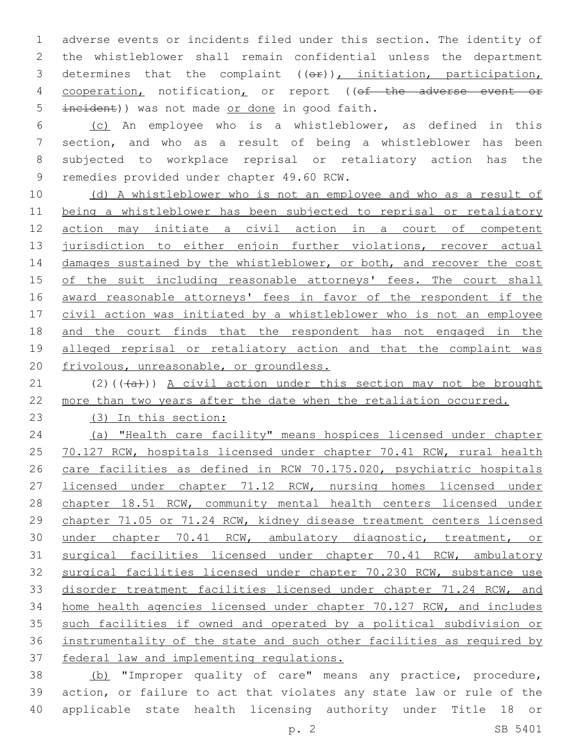adverse events or incidents filed under this section. The identity of the whistleblower shall remain confidential unless the department determines that the complaint ((~~or~~)), initiation, participation, cooperation, notification, or report ((~~of the adverse event or incident~~)) was not made or done in good faith.

(c) An employee who is a whistleblower, as defined in this section, and who as a result of being a whistleblower has been subjected to workplace reprisal or retaliatory action has the remedies provided under chapter 49.60 RCW.

(d) A whistleblower who is not an employee and who as a result of being a whistleblower has been subjected to reprisal or retaliatory action may initiate a civil action in a court of competent jurisdiction to either enjoin further violations, recover actual damages sustained by the whistleblower, or both, and recover the cost of the suit including reasonable attorneys' fees. The court shall award reasonable attorneys' fees in favor of the respondent if the civil action was initiated by a whistleblower who is not an employee and the court finds that the respondent has not engaged in the alleged reprisal or retaliatory action and that the complaint was frivolous, unreasonable, or groundless.

(2)((~~(a)~~)) A civil action under this section may not be brought more than two years after the date when the retaliation occurred.

(3) In this section:

(a) "Health care facility" means hospices licensed under chapter 70.127 RCW, hospitals licensed under chapter 70.41 RCW, rural health care facilities as defined in RCW 70.175.020, psychiatric hospitals licensed under chapter 71.12 RCW, nursing homes licensed under chapter 18.51 RCW, community mental health centers licensed under chapter 71.05 or 71.24 RCW, kidney disease treatment centers licensed under chapter 70.41 RCW, ambulatory diagnostic, treatment, or surgical facilities licensed under chapter 70.41 RCW, ambulatory surgical facilities licensed under chapter 70.230 RCW, substance use disorder treatment facilities licensed under chapter 71.24 RCW, and home health agencies licensed under chapter 70.127 RCW, and includes such facilities if owned and operated by a political subdivision or instrumentality of the state and such other facilities as required by federal law and implementing regulations.

(b) "Improper quality of care" means any practice, procedure, action, or failure to act that violates any state law or rule of the applicable state health licensing authority under Title 18 or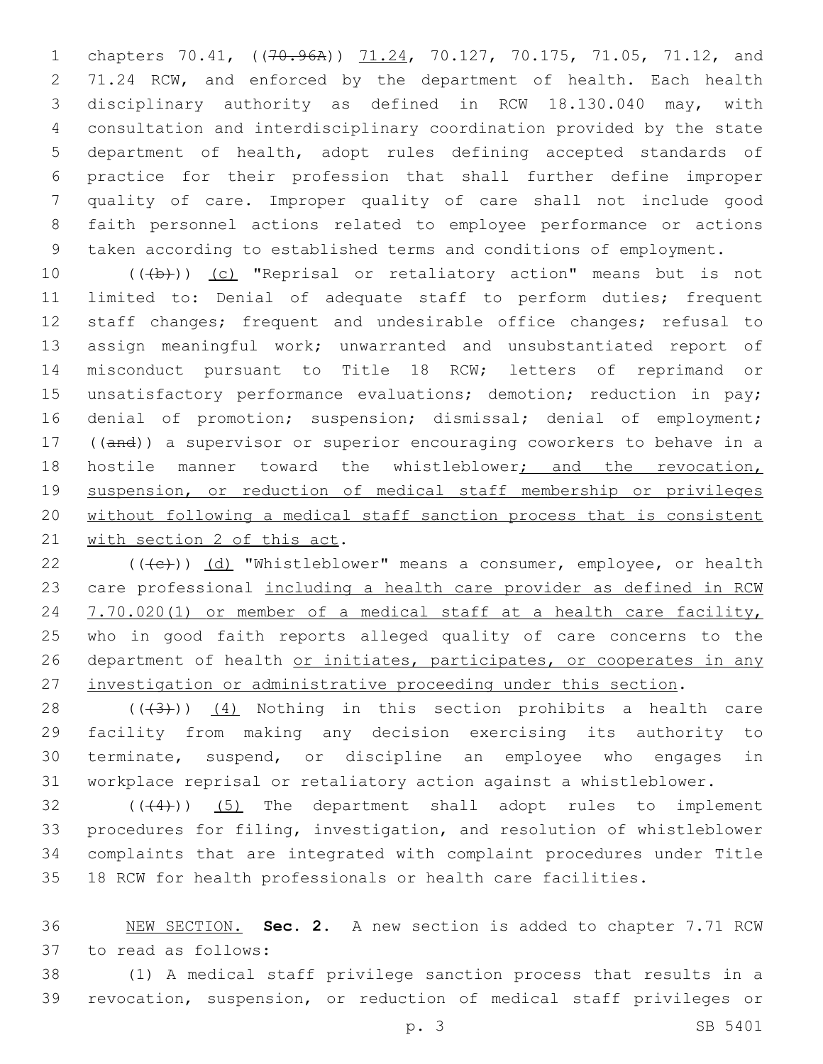chapters 70.41, ((~~70.96A~~)) 71.24, 70.127, 70.175, 71.05, 71.12, and 71.24 RCW, and enforced by the department of health. Each health disciplinary authority as defined in RCW 18.130.040 may, with consultation and interdisciplinary coordination provided by the state department of health, adopt rules defining accepted standards of practice for their profession that shall further define improper quality of care. Improper quality of care shall not include good faith personnel actions related to employee performance or actions taken according to established terms and conditions of employment.

((~~(b)~~)) (c) "Reprisal or retaliatory action" means but is not limited to: Denial of adequate staff to perform duties; frequent staff changes; frequent and undesirable office changes; refusal to assign meaningful work; unwarranted and unsubstantiated report of misconduct pursuant to Title 18 RCW; letters of reprimand or unsatisfactory performance evaluations; demotion; reduction in pay; denial of promotion; suspension; dismissal; denial of employment; ((~~and~~)) a supervisor or superior encouraging coworkers to behave in a hostile manner toward the whistleblower; and the revocation, suspension, or reduction of medical staff membership or privileges without following a medical staff sanction process that is consistent with section 2 of this act.

((~~(c)~~)) (d) "Whistleblower" means a consumer, employee, or health care professional including a health care provider as defined in RCW 7.70.020(1) or member of a medical staff at a health care facility, who in good faith reports alleged quality of care concerns to the department of health or initiates, participates, or cooperates in any investigation or administrative proceeding under this section.

((~~(3)~~)) (4) Nothing in this section prohibits a health care facility from making any decision exercising its authority to terminate, suspend, or discipline an employee who engages in workplace reprisal or retaliatory action against a whistleblower.

((~~(4)~~)) (5) The department shall adopt rules to implement procedures for filing, investigation, and resolution of whistleblower complaints that are integrated with complaint procedures under Title 18 RCW for health professionals or health care facilities.

NEW SECTION. **Sec. 2.** A new section is added to chapter 7.71 RCW to read as follows:

(1) A medical staff privilege sanction process that results in a revocation, suspension, or reduction of medical staff privileges or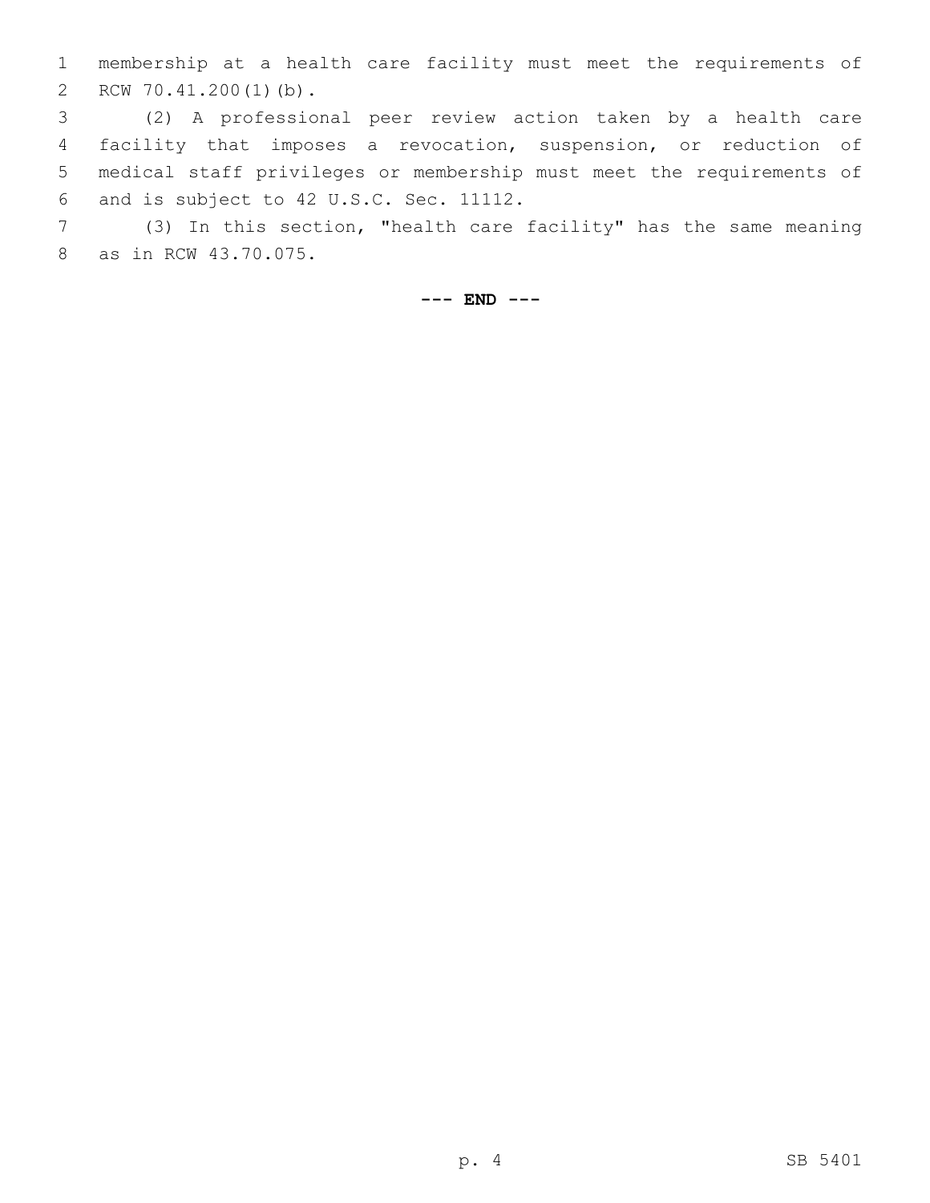membership at a health care facility must meet the requirements of RCW 70.41.200(1)(b).

(2) A professional peer review action taken by a health care facility that imposes a revocation, suspension, or reduction of medical staff privileges or membership must meet the requirements of and is subject to 42 U.S.C. Sec. 11112.

(3) In this section, "health care facility" has the same meaning as in RCW 43.70.075.

**--- END ---**